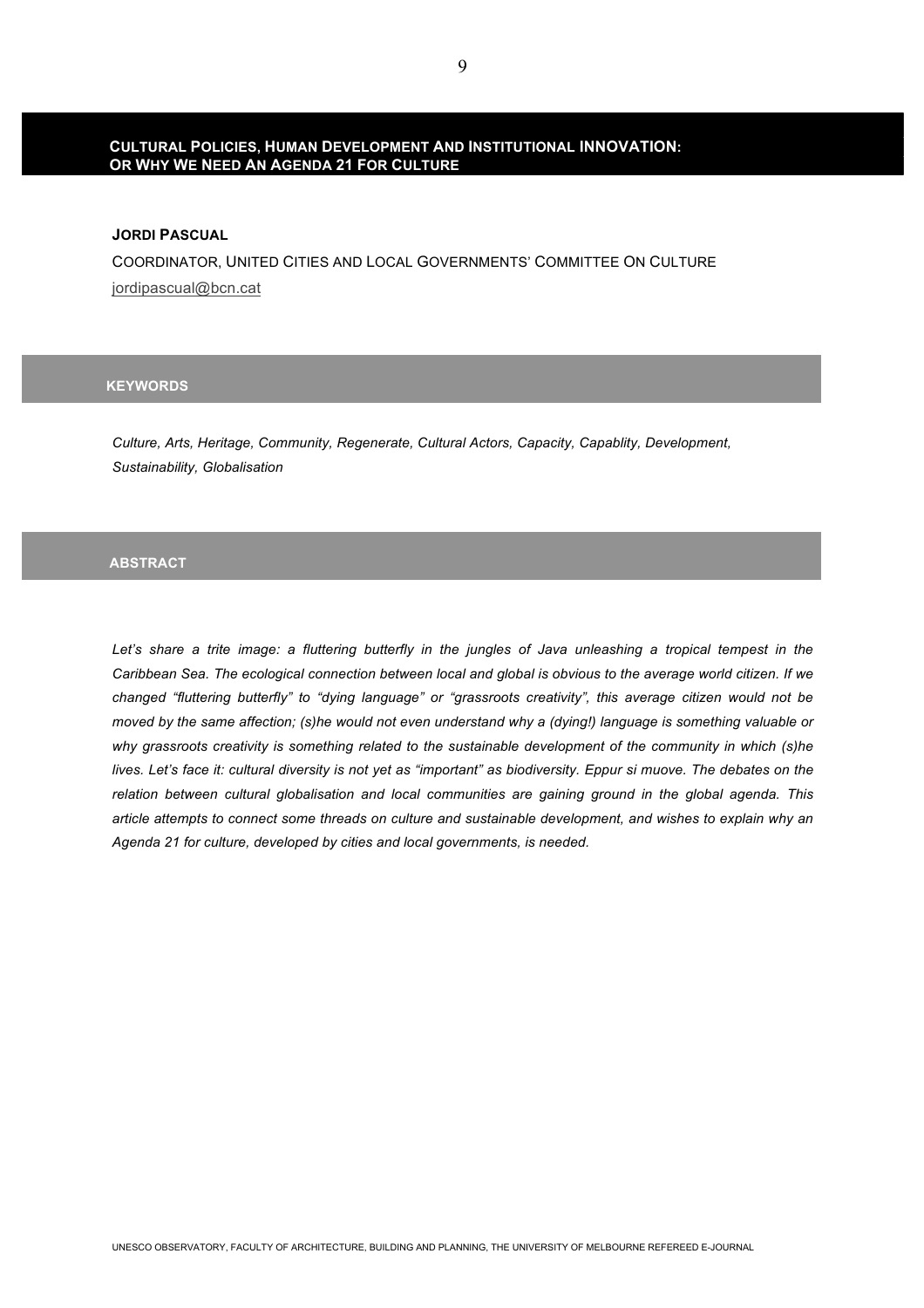# CULTURAL POLICIES, HUMAN DEVELOPMENT AND INSTITUTIONAL INNOVATION: OR WHY WE NEED AN AGENDA 21 FOR CULTURE

**JORDI PASCUAL**

COORDINATOR, UNITED CITIES AND LOCAL GOVERNMENTS' COMMITTEE ON CULTURE

jordipascual@bcn.cat

## KEYWORDS

*Culture, Arts, Heritage, Community, Regenerate, Cultural Actors, Capacity, Capablity, Development, Sustainability, Globalisation*

## ABSTRACT

*Let's share a trite image: a fluttering butterfly in the jungles of Java unleashing a tropical tempest in the Caribbean Sea. The ecological connection between local and global is obvious to the average world citizen. If we changed "fluttering butterfly" to "dying language" or "grassroots creativity", this average citizen would not be moved by the same affection; (s)he would not even understand why a (dying!) language is something valuable or why grassroots creativity is something related to the sustainable development of the community in which (s)he lives. Let's face it: cultural diversity is not yet as "important" as biodiversity. Eppur si muove. The debates on the relation between cultural globalisation and local communities are gaining ground in the global agenda. This article attempts to connect some threads on culture and sustainable development, and wishes to explain why an Agenda 21 for culture, developed by cities and local governments, is needed.*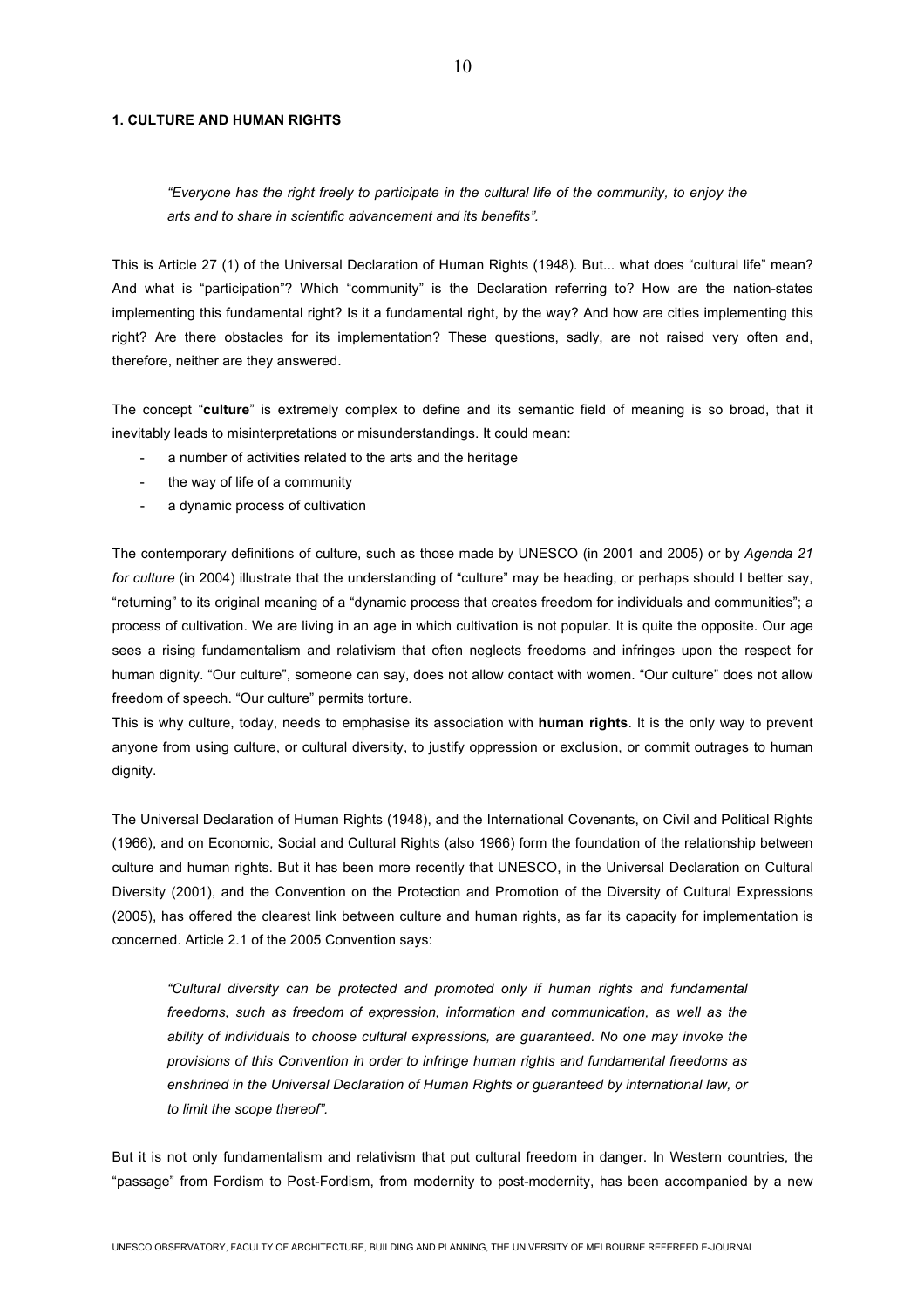## 1. CULTURE AND HUMAN RIGHTS

> *"Everyone has the right freely to participate in the cultural life of the community, to enjoy the arts and to share in scientific advancement and its benefits".*

This is Article 27 (1) of the Universal Declaration of Human Rights (1948). But... what does "cultural life" mean? And what is "participation"? Which "community" is the Declaration referring to? How are the nation-states implementing this fundamental right? Is it a fundamental right, by the way? And how are cities implementing this right? Are there obstacles for its implementation? These questions, sadly, are not raised very often and, therefore, neither are they answered.

The concept "**culture**" is extremely complex to define and its semantic field of meaning is so broad, that it inevitably leads to misinterpretations or misunderstandings. It could mean:

- a number of activities related to the arts and the heritage
- the way of life of a community
- a dynamic process of cultivation

The contemporary definitions of culture, such as those made by UNESCO (in 2001 and 2005) or by *Agenda 21 for culture* (in 2004) illustrate that the understanding of "culture" may be heading, or perhaps should I better say, "returning" to its original meaning of a "dynamic process that creates freedom for individuals and communities"; a process of cultivation. We are living in an age in which cultivation is not popular. It is quite the opposite. Our age sees a rising fundamentalism and relativism that often neglects freedoms and infringes upon the respect for human dignity. "Our culture", someone can say, does not allow contact with women. "Our culture" does not allow freedom of speech. "Our culture" permits torture.

This is why culture, today, needs to emphasise its association with **human rights**. It is the only way to prevent anyone from using culture, or cultural diversity, to justify oppression or exclusion, or commit outrages to human dignity.

The Universal Declaration of Human Rights (1948), and the International Covenants, on Civil and Political Rights (1966), and on Economic, Social and Cultural Rights (also 1966) form the foundation of the relationship between culture and human rights. But it has been more recently that UNESCO, in the Universal Declaration on Cultural Diversity (2001), and the Convention on the Protection and Promotion of the Diversity of Cultural Expressions (2005), has offered the clearest link between culture and human rights, as far its capacity for implementation is concerned. Article 2.1 of the 2005 Convention says:

> *"Cultural diversity can be protected and promoted only if human rights and fundamental freedoms, such as freedom of expression, information and communication, as well as the ability of individuals to choose cultural expressions, are guaranteed. No one may invoke the provisions of this Convention in order to infringe human rights and fundamental freedoms as enshrined in the Universal Declaration of Human Rights or guaranteed by international law, or to limit the scope thereof".*

But it is not only fundamentalism and relativism that put cultural freedom in danger. In Western countries, the "passage" from Fordism to Post-Fordism, from modernity to post-modernity, has been accompanied by a new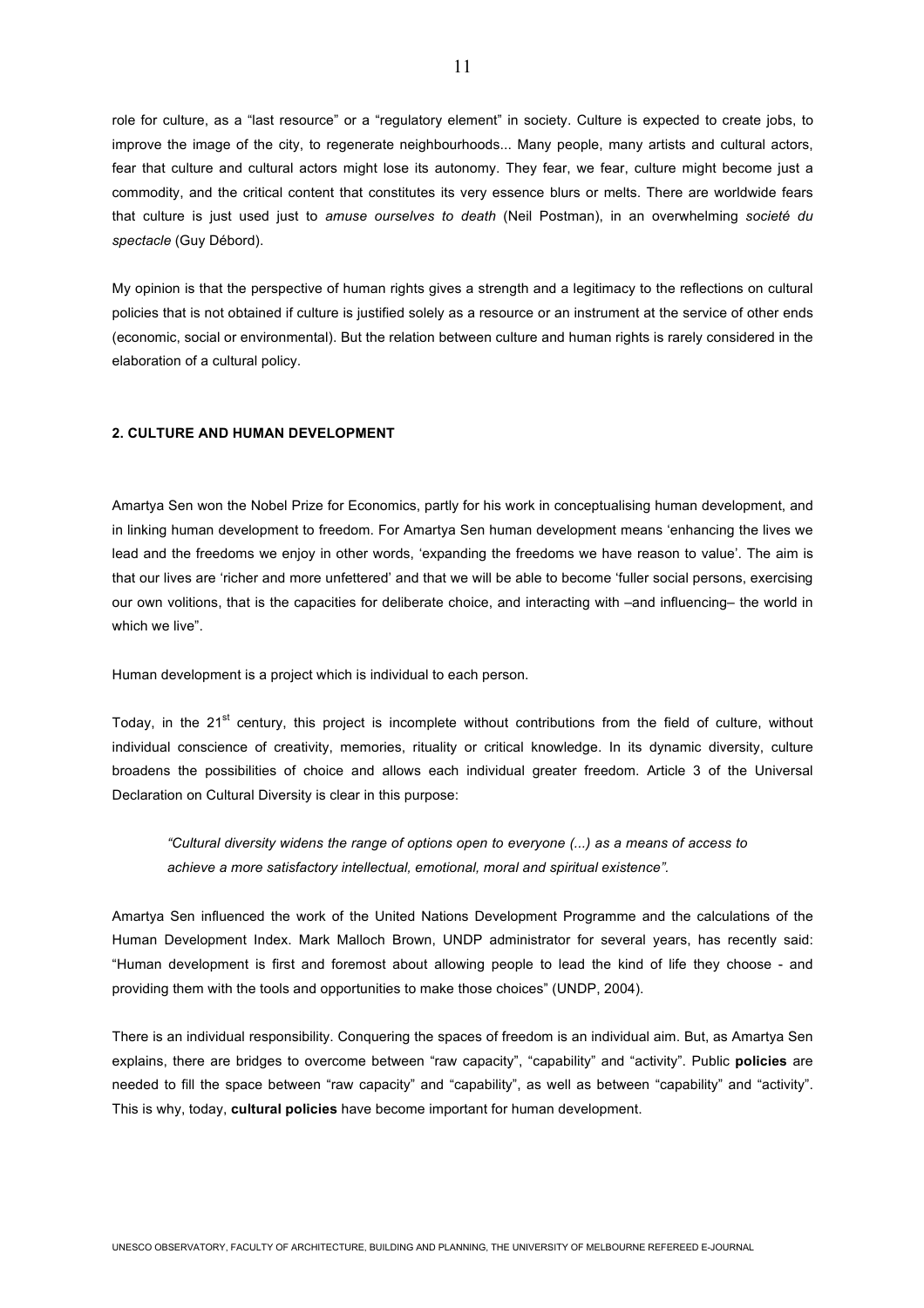role for culture, as a "last resource" or a "regulatory element" in society. Culture is expected to create jobs, to improve the image of the city, to regenerate neighbourhoods... Many people, many artists and cultural actors, fear that culture and cultural actors might lose its autonomy. They fear, we fear, culture might become just a commodity, and the critical content that constitutes its very essence blurs or melts. There are worldwide fears that culture is just used just to *amuse ourselves to death* (Neil Postman), in an overwhelming *societé du spectacle* (Guy Débord).

My opinion is that the perspective of human rights gives a strength and a legitimacy to the reflections on cultural policies that is not obtained if culture is justified solely as a resource or an instrument at the service of other ends (economic, social or environmental). But the relation between culture and human rights is rarely considered in the elaboration of a cultural policy.

## 2. CULTURE AND HUMAN DEVELOPMENT

Amartya Sen won the Nobel Prize for Economics, partly for his work in conceptualising human development, and in linking human development to freedom. For Amartya Sen human development means 'enhancing the lives we lead and the freedoms we enjoy in other words, 'expanding the freedoms we have reason to value'. The aim is that our lives are 'richer and more unfettered' and that we will be able to become 'fuller social persons, exercising our own volitions, that is the capacities for deliberate choice, and interacting with –and influencing– the world in which we live".

Human development is a project which is individual to each person.

Today, in the 21st century, this project is incomplete without contributions from the field of culture, without individual conscience of creativity, memories, rituality or critical knowledge. In its dynamic diversity, culture broadens the possibilities of choice and allows each individual greater freedom. Article 3 of the Universal Declaration on Cultural Diversity is clear in this purpose:

> *"Cultural diversity widens the range of options open to everyone (...) as a means of access to achieve a more satisfactory intellectual, emotional, moral and spiritual existence".*

Amartya Sen influenced the work of the United Nations Development Programme and the calculations of the Human Development Index. Mark Malloch Brown, UNDP administrator for several years, has recently said: "Human development is first and foremost about allowing people to lead the kind of life they choose - and providing them with the tools and opportunities to make those choices" (UNDP, 2004).

There is an individual responsibility. Conquering the spaces of freedom is an individual aim. But, as Amartya Sen explains, there are bridges to overcome between "raw capacity", "capability" and "activity". Public **policies** are needed to fill the space between "raw capacity" and "capability", as well as between "capability" and "activity". This is why, today, **cultural policies** have become important for human development.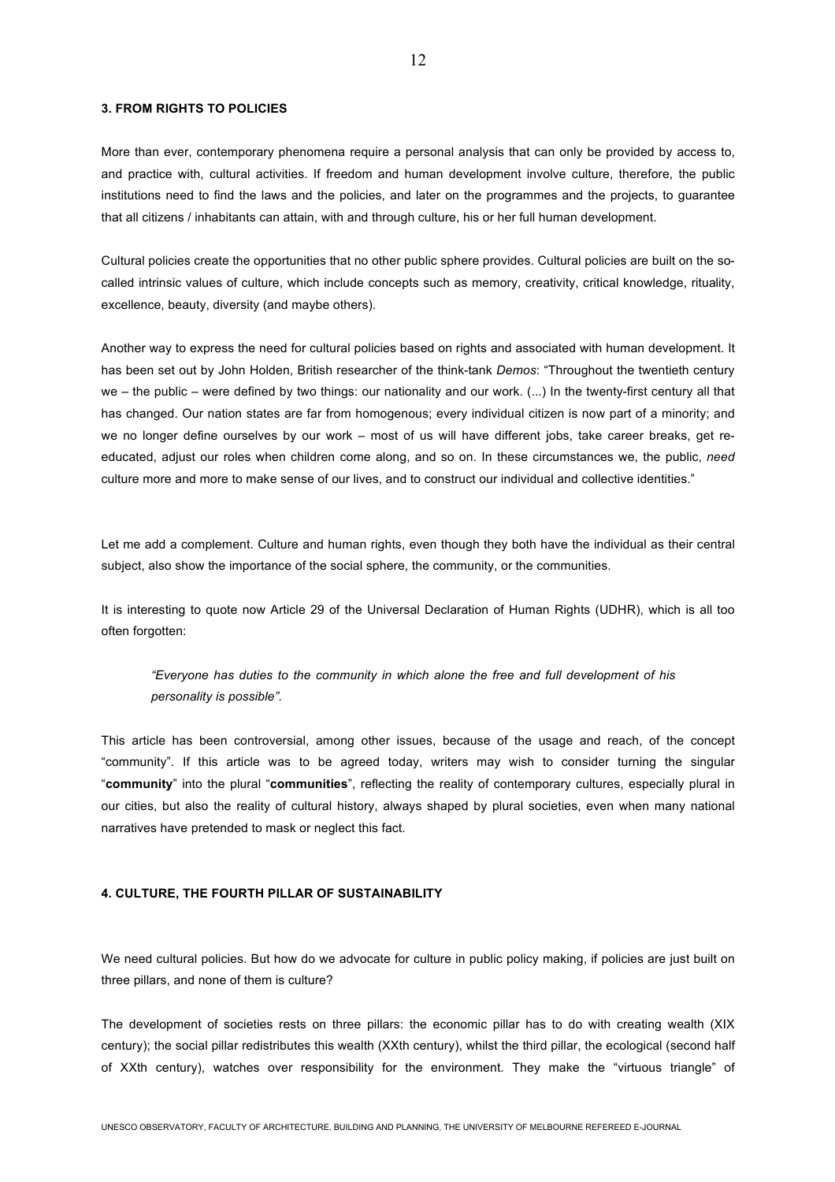### 3. FROM RIGHTS TO POLICIES

More than ever, contemporary phenomena require a personal analysis that can only be provided by access to, and practice with, cultural activities. If freedom and human development involve culture, therefore, the public institutions need to find the laws and the policies, and later on the programmes and the projects, to guarantee that all citizens / inhabitants can attain, with and through culture, his or her full human development.

Cultural policies create the opportunities that no other public sphere provides. Cultural policies are built on the so-called intrinsic values of culture, which include concepts such as memory, creativity, critical knowledge, rituality, excellence, beauty, diversity (and maybe others).

Another way to express the need for cultural policies based on rights and associated with human development. It has been set out by John Holden, British researcher of the think-tank *Demos*: "Throughout the twentieth century we – the public – were defined by two things: our nationality and our work. (...) In the twenty-first century all that has changed. Our nation states are far from homogenous; every individual citizen is now part of a minority; and we no longer define ourselves by our work – most of us will have different jobs, take career breaks, get re-educated, adjust our roles when children come along, and so on. In these circumstances we, the public, *need* culture more and more to make sense of our lives, and to construct our individual and collective identities."

Let me add a complement. Culture and human rights, even though they both have the individual as their central subject, also show the importance of the social sphere, the community, or the communities.

It is interesting to quote now Article 29 of the Universal Declaration of Human Rights (UDHR), which is all too often forgotten:

> *"Everyone has duties to the community in which alone the free and full development of his personality is possible".*

This article has been controversial, among other issues, because of the usage and reach, of the concept "community". If this article was to be agreed today, writers may wish to consider turning the singular "**community**" into the plural "**communities**", reflecting the reality of contemporary cultures, especially plural in our cities, but also the reality of cultural history, always shaped by plural societies, even when many national narratives have pretended to mask or neglect this fact.

### 4. CULTURE, THE FOURTH PILLAR OF SUSTAINABILITY

We need cultural policies. But how do we advocate for culture in public policy making, if policies are just built on three pillars, and none of them is culture?

The development of societies rests on three pillars: the economic pillar has to do with creating wealth (XIX century); the social pillar redistributes this wealth (XXth century), whilst the third pillar, the ecological (second half of XXth century), watches over responsibility for the environment. They make the "virtuous triangle" of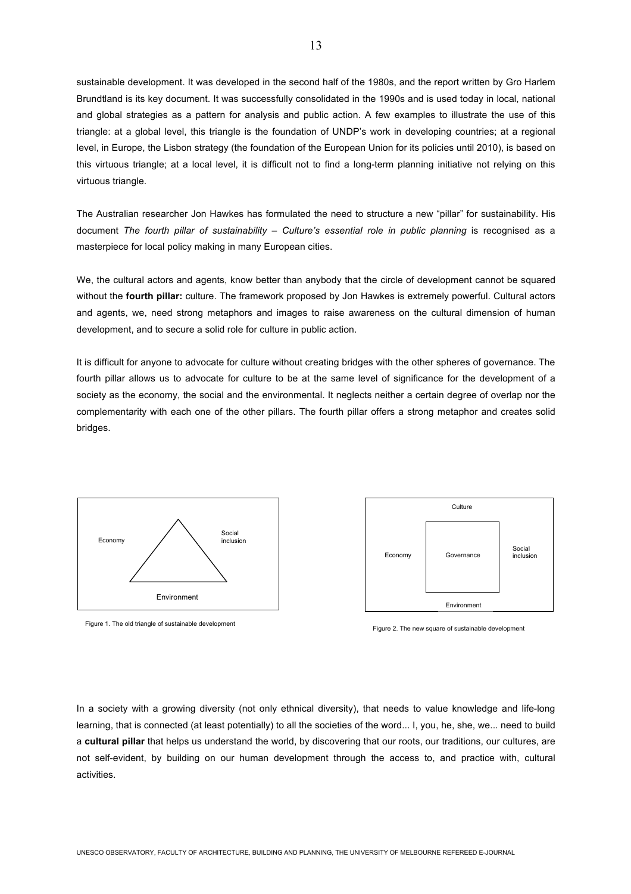sustainable development. It was developed in the second half of the 1980s, and the report written by Gro Harlem Brundtland is its key document. It was successfully consolidated in the 1990s and is used today in local, national and global strategies as a pattern for analysis and public action. A few examples to illustrate the use of this triangle: at a global level, this triangle is the foundation of UNDP's work in developing countries; at a regional level, in Europe, the Lisbon strategy (the foundation of the European Union for its policies until 2010), is based on this virtuous triangle; at a local level, it is difficult not to find a long-term planning initiative not relying on this virtuous triangle.

The Australian researcher Jon Hawkes has formulated the need to structure a new "pillar" for sustainability. His document *The fourth pillar of sustainability – Culture's essential role in public planning* is recognised as a masterpiece for local policy making in many European cities.

We, the cultural actors and agents, know better than anybody that the circle of development cannot be squared without the **fourth pillar:** culture. The framework proposed by Jon Hawkes is extremely powerful. Cultural actors and agents, we, need strong metaphors and images to raise awareness on the cultural dimension of human development, and to secure a solid role for culture in public action.

It is difficult for anyone to advocate for culture without creating bridges with the other spheres of governance. The fourth pillar allows us to advocate for culture to be at the same level of significance for the development of a society as the economy, the social and the environmental. It neglects neither a certain degree of overlap nor the complementarity with each one of the other pillars. The fourth pillar offers a strong metaphor and creates solid bridges.

Economy — Social inclusion — Environment

Figure 1. The old triangle of sustainable development

Culture — Economy — Governance — Social inclusion — Environment

Figure 2. The new square of sustainable development

In a society with a growing diversity (not only ethnical diversity), that needs to value knowledge and life-long learning, that is connected (at least potentially) to all the societies of the word... I, you, he, she, we... need to build a **cultural pillar** that helps us understand the world, by discovering that our roots, our traditions, our cultures, are not self-evident, by building on our human development through the access to, and practice with, cultural activities.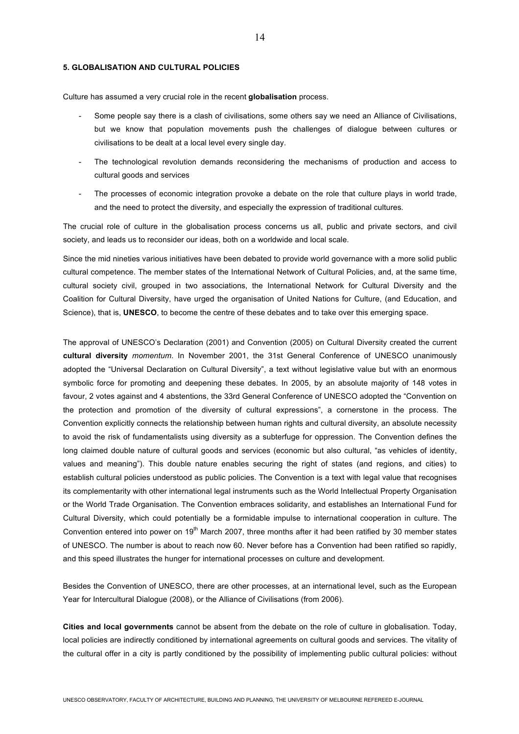**5. GLOBALISATION AND CULTURAL POLICIES**

Culture has assumed a very crucial role in the recent **globalisation** process.

- Some people say there is a clash of civilisations, some others say we need an Alliance of Civilisations, but we know that population movements push the challenges of dialogue between cultures or civilisations to be dealt at a local level every single day.
- The technological revolution demands reconsidering the mechanisms of production and access to cultural goods and services
- The processes of economic integration provoke a debate on the role that culture plays in world trade, and the need to protect the diversity, and especially the expression of traditional cultures.

The crucial role of culture in the globalisation process concerns us all, public and private sectors, and civil society, and leads us to reconsider our ideas, both on a worldwide and local scale.

Since the mid nineties various initiatives have been debated to provide world governance with a more solid public cultural competence. The member states of the International Network of Cultural Policies, and, at the same time, cultural society civil, grouped in two associations, the International Network for Cultural Diversity and the Coalition for Cultural Diversity, have urged the organisation of United Nations for Culture, (and Education, and Science), that is, **UNESCO**, to become the centre of these debates and to take over this emerging space.

The approval of UNESCO's Declaration (2001) and Convention (2005) on Cultural Diversity created the current **cultural diversity** *momentum*. In November 2001, the 31st General Conference of UNESCO unanimously adopted the "Universal Declaration on Cultural Diversity", a text without legislative value but with an enormous symbolic force for promoting and deepening these debates. In 2005, by an absolute majority of 148 votes in favour, 2 votes against and 4 abstentions, the 33rd General Conference of UNESCO adopted the "Convention on the protection and promotion of the diversity of cultural expressions", a cornerstone in the process. The Convention explicitly connects the relationship between human rights and cultural diversity, an absolute necessity to avoid the risk of fundamentalists using diversity as a subterfuge for oppression. The Convention defines the long claimed double nature of cultural goods and services (economic but also cultural, "as vehicles of identity, values and meaning"). This double nature enables securing the right of states (and regions, and cities) to establish cultural policies understood as public policies. The Convention is a text with legal value that recognises its complementarity with other international legal instruments such as the World Intellectual Property Organisation or the World Trade Organisation. The Convention embraces solidarity, and establishes an International Fund for Cultural Diversity, which could potentially be a formidable impulse to international cooperation in culture. The Convention entered into power on 19th March 2007, three months after it had been ratified by 30 member states of UNESCO. The number is about to reach now 60. Never before has a Convention had been ratified so rapidly, and this speed illustrates the hunger for international processes on culture and development.

Besides the Convention of UNESCO, there are other processes, at an international level, such as the European Year for Intercultural Dialogue (2008), or the Alliance of Civilisations (from 2006).

**Cities and local governments** cannot be absent from the debate on the role of culture in globalisation. Today, local policies are indirectly conditioned by international agreements on cultural goods and services. The vitality of the cultural offer in a city is partly conditioned by the possibility of implementing public cultural policies: without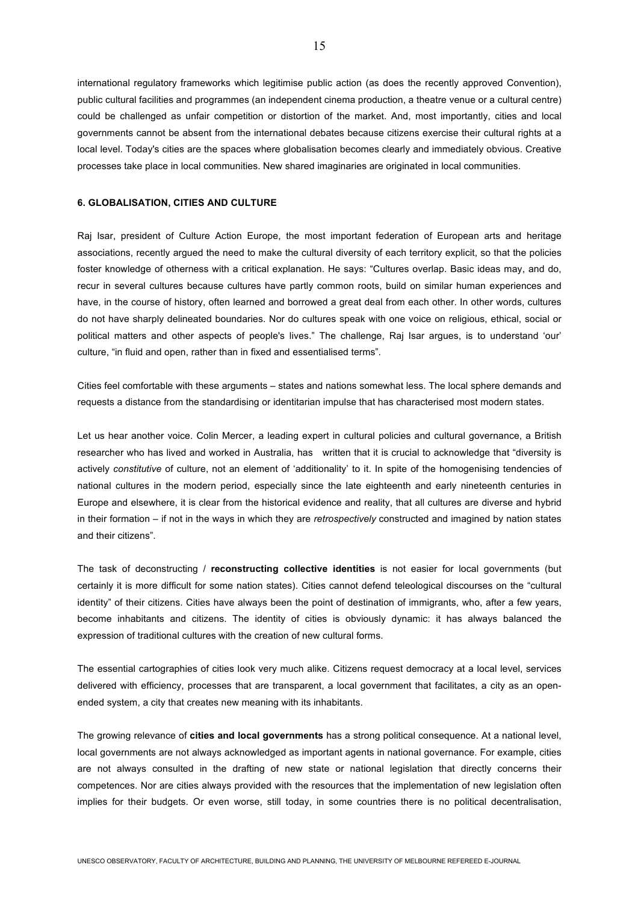international regulatory frameworks which legitimise public action (as does the recently approved Convention), public cultural facilities and programmes (an independent cinema production, a theatre venue or a cultural centre) could be challenged as unfair competition or distortion of the market. And, most importantly, cities and local governments cannot be absent from the international debates because citizens exercise their cultural rights at a local level. Today's cities are the spaces where globalisation becomes clearly and immediately obvious. Creative processes take place in local communities. New shared imaginaries are originated in local communities.

## 6. GLOBALISATION, CITIES AND CULTURE

Raj Isar, president of Culture Action Europe, the most important federation of European arts and heritage associations, recently argued the need to make the cultural diversity of each territory explicit, so that the policies foster knowledge of otherness with a critical explanation. He says: "Cultures overlap. Basic ideas may, and do, recur in several cultures because cultures have partly common roots, build on similar human experiences and have, in the course of history, often learned and borrowed a great deal from each other. In other words, cultures do not have sharply delineated boundaries. Nor do cultures speak with one voice on religious, ethical, social or political matters and other aspects of people's lives." The challenge, Raj Isar argues, is to understand 'our' culture, "in fluid and open, rather than in fixed and essentialised terms".

Cities feel comfortable with these arguments – states and nations somewhat less. The local sphere demands and requests a distance from the standardising or identitarian impulse that has characterised most modern states.

Let us hear another voice. Colin Mercer, a leading expert in cultural policies and cultural governance, a British researcher who has lived and worked in Australia, has written that it is crucial to acknowledge that "diversity is actively *constitutive* of culture, not an element of 'additionality' to it. In spite of the homogenising tendencies of national cultures in the modern period, especially since the late eighteenth and early nineteenth centuries in Europe and elsewhere, it is clear from the historical evidence and reality, that all cultures are diverse and hybrid in their formation – if not in the ways in which they are *retrospectively* constructed and imagined by nation states and their citizens".

The task of deconstructing / **reconstructing collective identities** is not easier for local governments (but certainly it is more difficult for some nation states). Cities cannot defend teleological discourses on the "cultural identity" of their citizens. Cities have always been the point of destination of immigrants, who, after a few years, become inhabitants and citizens. The identity of cities is obviously dynamic: it has always balanced the expression of traditional cultures with the creation of new cultural forms.

The essential cartographies of cities look very much alike. Citizens request democracy at a local level, services delivered with efficiency, processes that are transparent, a local government that facilitates, a city as an open-ended system, a city that creates new meaning with its inhabitants.

The growing relevance of **cities and local governments** has a strong political consequence. At a national level, local governments are not always acknowledged as important agents in national governance. For example, cities are not always consulted in the drafting of new state or national legislation that directly concerns their competences. Nor are cities always provided with the resources that the implementation of new legislation often implies for their budgets. Or even worse, still today, in some countries there is no political decentralisation,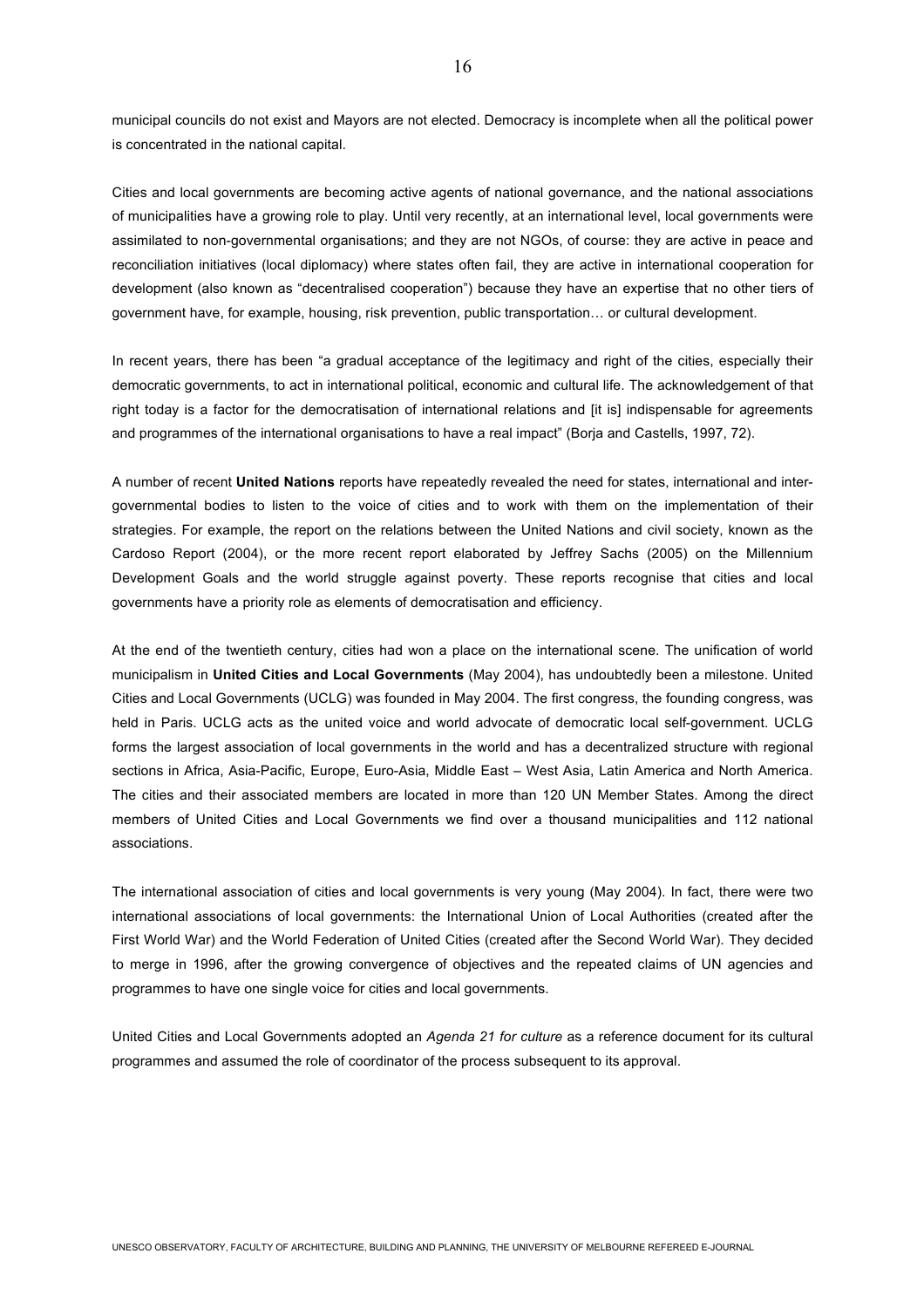municipal councils do not exist and Mayors are not elected. Democracy is incomplete when all the political power is concentrated in the national capital.

Cities and local governments are becoming active agents of national governance, and the national associations of municipalities have a growing role to play. Until very recently, at an international level, local governments were assimilated to non-governmental organisations; and they are not NGOs, of course: they are active in peace and reconciliation initiatives (local diplomacy) where states often fail, they are active in international cooperation for development (also known as "decentralised cooperation") because they have an expertise that no other tiers of government have, for example, housing, risk prevention, public transportation… or cultural development.

In recent years, there has been "a gradual acceptance of the legitimacy and right of the cities, especially their democratic governments, to act in international political, economic and cultural life. The acknowledgement of that right today is a factor for the democratisation of international relations and [it is] indispensable for agreements and programmes of the international organisations to have a real impact" (Borja and Castells, 1997, 72).

A number of recent **United Nations** reports have repeatedly revealed the need for states, international and inter-governmental bodies to listen to the voice of cities and to work with them on the implementation of their strategies. For example, the report on the relations between the United Nations and civil society, known as the Cardoso Report (2004), or the more recent report elaborated by Jeffrey Sachs (2005) on the Millennium Development Goals and the world struggle against poverty. These reports recognise that cities and local governments have a priority role as elements of democratisation and efficiency.

At the end of the twentieth century, cities had won a place on the international scene. The unification of world municipalism in **United Cities and Local Governments** (May 2004), has undoubtedly been a milestone. United Cities and Local Governments (UCLG) was founded in May 2004. The first congress, the founding congress, was held in Paris. UCLG acts as the united voice and world advocate of democratic local self-government. UCLG forms the largest association of local governments in the world and has a decentralized structure with regional sections in Africa, Asia-Pacific, Europe, Euro-Asia, Middle East – West Asia, Latin America and North America. The cities and their associated members are located in more than 120 UN Member States. Among the direct members of United Cities and Local Governments we find over a thousand municipalities and 112 national associations.

The international association of cities and local governments is very young (May 2004). In fact, there were two international associations of local governments: the International Union of Local Authorities (created after the First World War) and the World Federation of United Cities (created after the Second World War). They decided to merge in 1996, after the growing convergence of objectives and the repeated claims of UN agencies and programmes to have one single voice for cities and local governments.

United Cities and Local Governments adopted an *Agenda 21 for culture* as a reference document for its cultural programmes and assumed the role of coordinator of the process subsequent to its approval.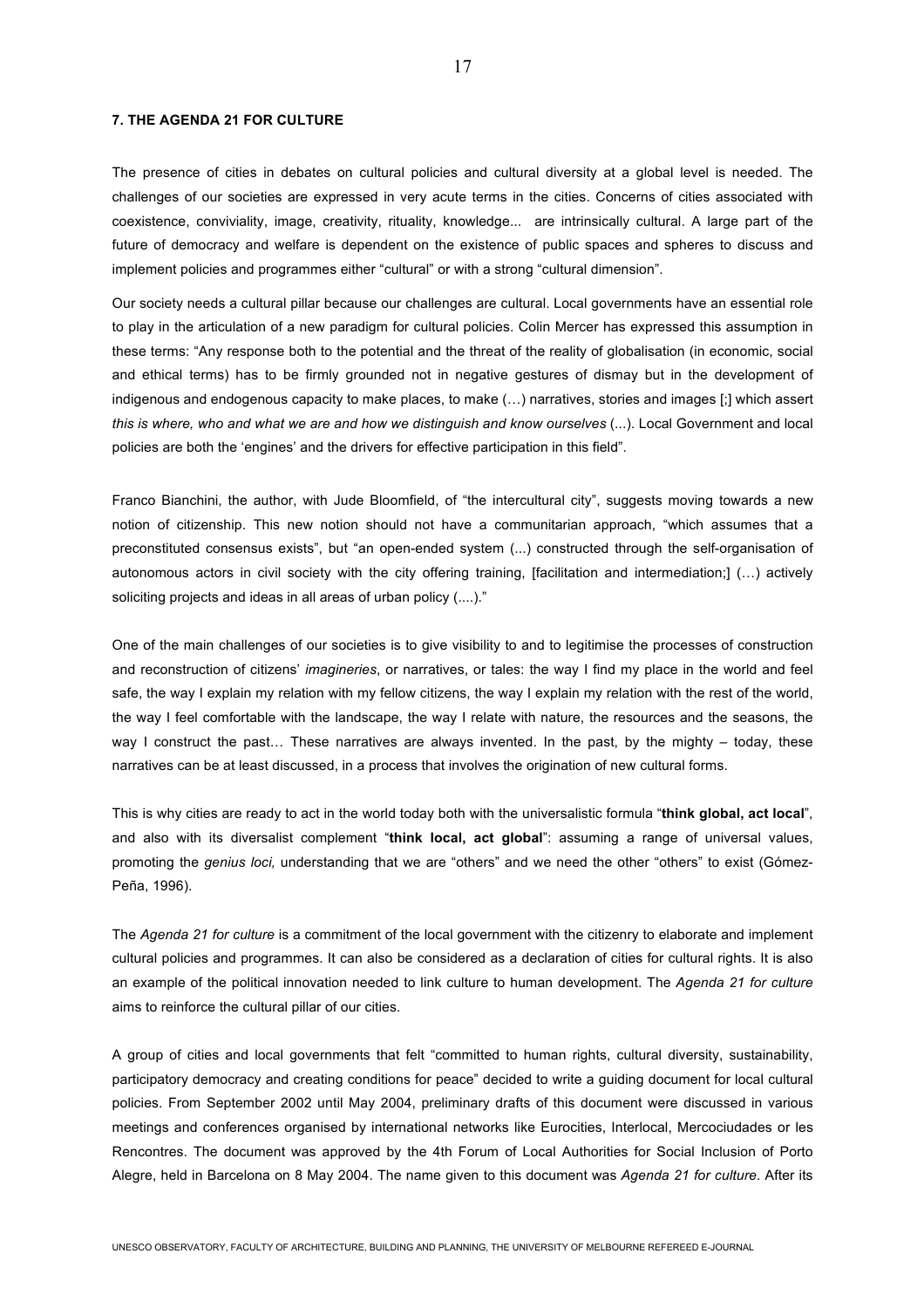## 7. THE AGENDA 21 FOR CULTURE

The presence of cities in debates on cultural policies and cultural diversity at a global level is needed. The challenges of our societies are expressed in very acute terms in the cities. Concerns of cities associated with coexistence, conviviality, image, creativity, rituality, knowledge... are intrinsically cultural. A large part of the future of democracy and welfare is dependent on the existence of public spaces and spheres to discuss and implement policies and programmes either "cultural" or with a strong "cultural dimension".

Our society needs a cultural pillar because our challenges are cultural. Local governments have an essential role to play in the articulation of a new paradigm for cultural policies. Colin Mercer has expressed this assumption in these terms: "Any response both to the potential and the threat of the reality of globalisation (in economic, social and ethical terms) has to be firmly grounded not in negative gestures of dismay but in the development of indigenous and endogenous capacity to make places, to make (…) narratives, stories and images [;] which assert *this is where, who and what we are and how we distinguish and know ourselves* (...). Local Government and local policies are both the 'engines' and the drivers for effective participation in this field".

Franco Bianchini, the author, with Jude Bloomfield, of "the intercultural city", suggests moving towards a new notion of citizenship. This new notion should not have a communitarian approach, "which assumes that a preconstituted consensus exists", but "an open-ended system (...) constructed through the self-organisation of autonomous actors in civil society with the city offering training, [facilitation and intermediation;] (…) actively soliciting projects and ideas in all areas of urban policy (....)."

One of the main challenges of our societies is to give visibility to and to legitimise the processes of construction and reconstruction of citizens' *imagineries*, or narratives, or tales: the way I find my place in the world and feel safe, the way I explain my relation with my fellow citizens, the way I explain my relation with the rest of the world, the way I feel comfortable with the landscape, the way I relate with nature, the resources and the seasons, the way I construct the past… These narratives are always invented. In the past, by the mighty – today, these narratives can be at least discussed, in a process that involves the origination of new cultural forms.

This is why cities are ready to act in the world today both with the universalistic formula "**think global, act local**", and also with its diversalist complement "**think local, act global**": assuming a range of universal values, promoting the *genius loci,* understanding that we are "others" and we need the other "others" to exist (Gómez-Peña, 1996).

The *Agenda 21 for culture* is a commitment of the local government with the citizenry to elaborate and implement cultural policies and programmes. It can also be considered as a declaration of cities for cultural rights. It is also an example of the political innovation needed to link culture to human development. The *Agenda 21 for culture* aims to reinforce the cultural pillar of our cities.

A group of cities and local governments that felt "committed to human rights, cultural diversity, sustainability, participatory democracy and creating conditions for peace" decided to write a guiding document for local cultural policies. From September 2002 until May 2004, preliminary drafts of this document were discussed in various meetings and conferences organised by international networks like Eurocities, Interlocal, Mercociudades or les Rencontres. The document was approved by the 4th Forum of Local Authorities for Social Inclusion of Porto Alegre, held in Barcelona on 8 May 2004. The name given to this document was *Agenda 21 for culture*. After its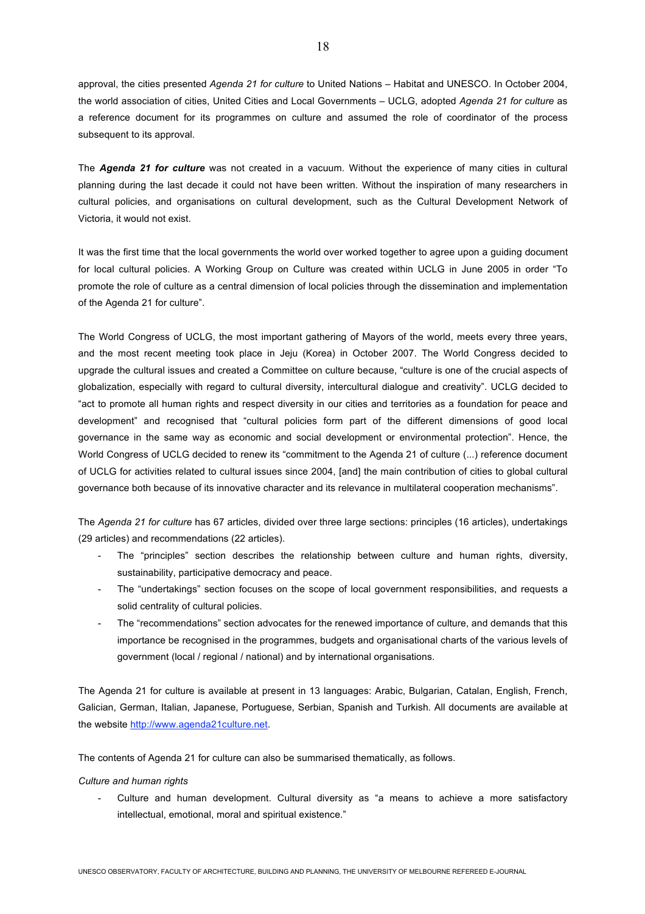approval, the cities presented *Agenda 21 for culture* to United Nations – Habitat and UNESCO. In October 2004, the world association of cities, United Cities and Local Governments – UCLG, adopted *Agenda 21 for culture* as a reference document for its programmes on culture and assumed the role of coordinator of the process subsequent to its approval.

The ***Agenda 21 for culture*** was not created in a vacuum. Without the experience of many cities in cultural planning during the last decade it could not have been written. Without the inspiration of many researchers in cultural policies, and organisations on cultural development, such as the Cultural Development Network of Victoria, it would not exist.

It was the first time that the local governments the world over worked together to agree upon a guiding document for local cultural policies. A Working Group on Culture was created within UCLG in June 2005 in order "To promote the role of culture as a central dimension of local policies through the dissemination and implementation of the Agenda 21 for culture".

The World Congress of UCLG, the most important gathering of Mayors of the world, meets every three years, and the most recent meeting took place in Jeju (Korea) in October 2007. The World Congress decided to upgrade the cultural issues and created a Committee on culture because, "culture is one of the crucial aspects of globalization, especially with regard to cultural diversity, intercultural dialogue and creativity". UCLG decided to "act to promote all human rights and respect diversity in our cities and territories as a foundation for peace and development" and recognised that "cultural policies form part of the different dimensions of good local governance in the same way as economic and social development or environmental protection". Hence, the World Congress of UCLG decided to renew its "commitment to the Agenda 21 of culture (...) reference document of UCLG for activities related to cultural issues since 2004, [and] the main contribution of cities to global cultural governance both because of its innovative character and its relevance in multilateral cooperation mechanisms".

The *Agenda 21 for culture* has 67 articles, divided over three large sections: principles (16 articles), undertakings (29 articles) and recommendations (22 articles).

- The "principles" section describes the relationship between culture and human rights, diversity, sustainability, participative democracy and peace.
- The "undertakings" section focuses on the scope of local government responsibilities, and requests a solid centrality of cultural policies.
- The "recommendations" section advocates for the renewed importance of culture, and demands that this importance be recognised in the programmes, budgets and organisational charts of the various levels of government (local / regional / national) and by international organisations.

The Agenda 21 for culture is available at present in 13 languages: Arabic, Bulgarian, Catalan, English, French, Galician, German, Italian, Japanese, Portuguese, Serbian, Spanish and Turkish. All documents are available at the website http://www.agenda21culture.net.

The contents of Agenda 21 for culture can also be summarised thematically, as follows.

*Culture and human rights*

- Culture and human development. Cultural diversity as "a means to achieve a more satisfactory intellectual, emotional, moral and spiritual existence."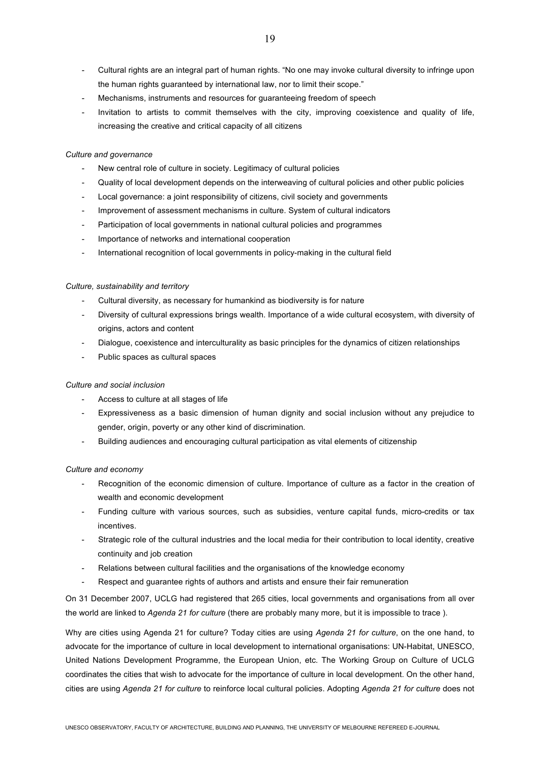- Cultural rights are an integral part of human rights. "No one may invoke cultural diversity to infringe upon the human rights guaranteed by international law, nor to limit their scope."
- Mechanisms, instruments and resources for guaranteeing freedom of speech
- Invitation to artists to commit themselves with the city, improving coexistence and quality of life, increasing the creative and critical capacity of all citizens

*Culture and governance*

- New central role of culture in society. Legitimacy of cultural policies
- Quality of local development depends on the interweaving of cultural policies and other public policies
- Local governance: a joint responsibility of citizens, civil society and governments
- Improvement of assessment mechanisms in culture. System of cultural indicators
- Participation of local governments in national cultural policies and programmes
- Importance of networks and international cooperation
- International recognition of local governments in policy-making in the cultural field

*Culture, sustainability and territory*

- Cultural diversity, as necessary for humankind as biodiversity is for nature
- Diversity of cultural expressions brings wealth. Importance of a wide cultural ecosystem, with diversity of origins, actors and content
- Dialogue, coexistence and interculturality as basic principles for the dynamics of citizen relationships
- Public spaces as cultural spaces

*Culture and social inclusion*

- Access to culture at all stages of life
- Expressiveness as a basic dimension of human dignity and social inclusion without any prejudice to gender, origin, poverty or any other kind of discrimination.
- Building audiences and encouraging cultural participation as vital elements of citizenship

*Culture and economy*

- Recognition of the economic dimension of culture. Importance of culture as a factor in the creation of wealth and economic development
- Funding culture with various sources, such as subsidies, venture capital funds, micro-credits or tax incentives.
- Strategic role of the cultural industries and the local media for their contribution to local identity, creative continuity and job creation
- Relations between cultural facilities and the organisations of the knowledge economy
- Respect and guarantee rights of authors and artists and ensure their fair remuneration

On 31 December 2007, UCLG had registered that 265 cities, local governments and organisations from all over the world are linked to *Agenda 21 for culture* (there are probably many more, but it is impossible to trace ).

Why are cities using Agenda 21 for culture? Today cities are using *Agenda 21 for culture*, on the one hand, to advocate for the importance of culture in local development to international organisations: UN-Habitat, UNESCO, United Nations Development Programme, the European Union, etc. The Working Group on Culture of UCLG coordinates the cities that wish to advocate for the importance of culture in local development. On the other hand, cities are using *Agenda 21 for culture* to reinforce local cultural policies. Adopting *Agenda 21 for culture* does not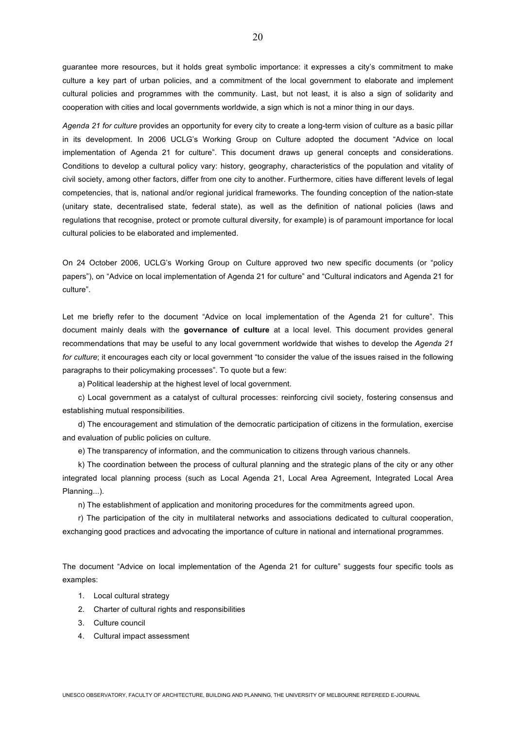guarantee more resources, but it holds great symbolic importance: it expresses a city's commitment to make culture a key part of urban policies, and a commitment of the local government to elaborate and implement cultural policies and programmes with the community. Last, but not least, it is also a sign of solidarity and cooperation with cities and local governments worldwide, a sign which is not a minor thing in our days.

*Agenda 21 for culture* provides an opportunity for every city to create a long-term vision of culture as a basic pillar in its development. In 2006 UCLG's Working Group on Culture adopted the document "Advice on local implementation of Agenda 21 for culture". This document draws up general concepts and considerations. Conditions to develop a cultural policy vary: history, geography, characteristics of the population and vitality of civil society, among other factors, differ from one city to another. Furthermore, cities have different levels of legal competencies, that is, national and/or regional juridical frameworks. The founding conception of the nation-state (unitary state, decentralised state, federal state), as well as the definition of national policies (laws and regulations that recognise, protect or promote cultural diversity, for example) is of paramount importance for local cultural policies to be elaborated and implemented.

On 24 October 2006, UCLG's Working Group on Culture approved two new specific documents (or "policy papers"), on "Advice on local implementation of Agenda 21 for culture" and "Cultural indicators and Agenda 21 for culture".

Let me briefly refer to the document "Advice on local implementation of the Agenda 21 for culture". This document mainly deals with the **governance of culture** at a local level. This document provides general recommendations that may be useful to any local government worldwide that wishes to develop the *Agenda 21 for culture*; it encourages each city or local government "to consider the value of the issues raised in the following paragraphs to their policymaking processes". To quote but a few:

a) Political leadership at the highest level of local government.

c) Local government as a catalyst of cultural processes: reinforcing civil society, fostering consensus and establishing mutual responsibilities.

d) The encouragement and stimulation of the democratic participation of citizens in the formulation, exercise and evaluation of public policies on culture.

e) The transparency of information, and the communication to citizens through various channels.

k) The coordination between the process of cultural planning and the strategic plans of the city or any other integrated local planning process (such as Local Agenda 21, Local Area Agreement, Integrated Local Area Planning...).

n) The establishment of application and monitoring procedures for the commitments agreed upon.

r) The participation of the city in multilateral networks and associations dedicated to cultural cooperation, exchanging good practices and advocating the importance of culture in national and international programmes.

The document "Advice on local implementation of the Agenda 21 for culture" suggests four specific tools as examples:

1. Local cultural strategy
2. Charter of cultural rights and responsibilities
3. Culture council
4. Cultural impact assessment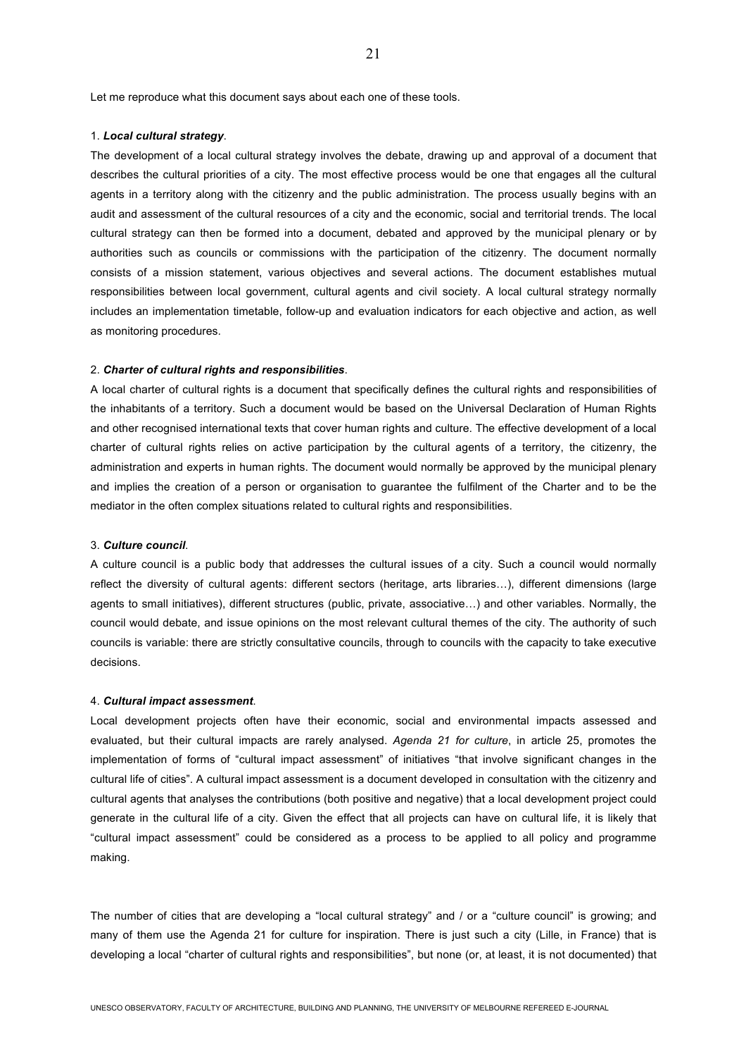Let me reproduce what this document says about each one of these tools.

1. ***Local cultural strategy***.

The development of a local cultural strategy involves the debate, drawing up and approval of a document that describes the cultural priorities of a city. The most effective process would be one that engages all the cultural agents in a territory along with the citizenry and the public administration. The process usually begins with an audit and assessment of the cultural resources of a city and the economic, social and territorial trends. The local cultural strategy can then be formed into a document, debated and approved by the municipal plenary or by authorities such as councils or commissions with the participation of the citizenry. The document normally consists of a mission statement, various objectives and several actions. The document establishes mutual responsibilities between local government, cultural agents and civil society. A local cultural strategy normally includes an implementation timetable, follow-up and evaluation indicators for each objective and action, as well as monitoring procedures.

2. ***Charter of cultural rights and responsibilities***.

A local charter of cultural rights is a document that specifically defines the cultural rights and responsibilities of the inhabitants of a territory. Such a document would be based on the Universal Declaration of Human Rights and other recognised international texts that cover human rights and culture. The effective development of a local charter of cultural rights relies on active participation by the cultural agents of a territory, the citizenry, the administration and experts in human rights. The document would normally be approved by the municipal plenary and implies the creation of a person or organisation to guarantee the fulfilment of the Charter and to be the mediator in the often complex situations related to cultural rights and responsibilities.

3. ***Culture council***.

A culture council is a public body that addresses the cultural issues of a city. Such a council would normally reflect the diversity of cultural agents: different sectors (heritage, arts libraries…), different dimensions (large agents to small initiatives), different structures (public, private, associative…) and other variables. Normally, the council would debate, and issue opinions on the most relevant cultural themes of the city. The authority of such councils is variable: there are strictly consultative councils, through to councils with the capacity to take executive decisions.

4. ***Cultural impact assessment***.

Local development projects often have their economic, social and environmental impacts assessed and evaluated, but their cultural impacts are rarely analysed. *Agenda 21 for culture*, in article 25, promotes the implementation of forms of "cultural impact assessment" of initiatives "that involve significant changes in the cultural life of cities". A cultural impact assessment is a document developed in consultation with the citizenry and cultural agents that analyses the contributions (both positive and negative) that a local development project could generate in the cultural life of a city. Given the effect that all projects can have on cultural life, it is likely that "cultural impact assessment" could be considered as a process to be applied to all policy and programme making.

The number of cities that are developing a "local cultural strategy" and / or a "culture council" is growing; and many of them use the Agenda 21 for culture for inspiration. There is just such a city (Lille, in France) that is developing a local "charter of cultural rights and responsibilities", but none (or, at least, it is not documented) that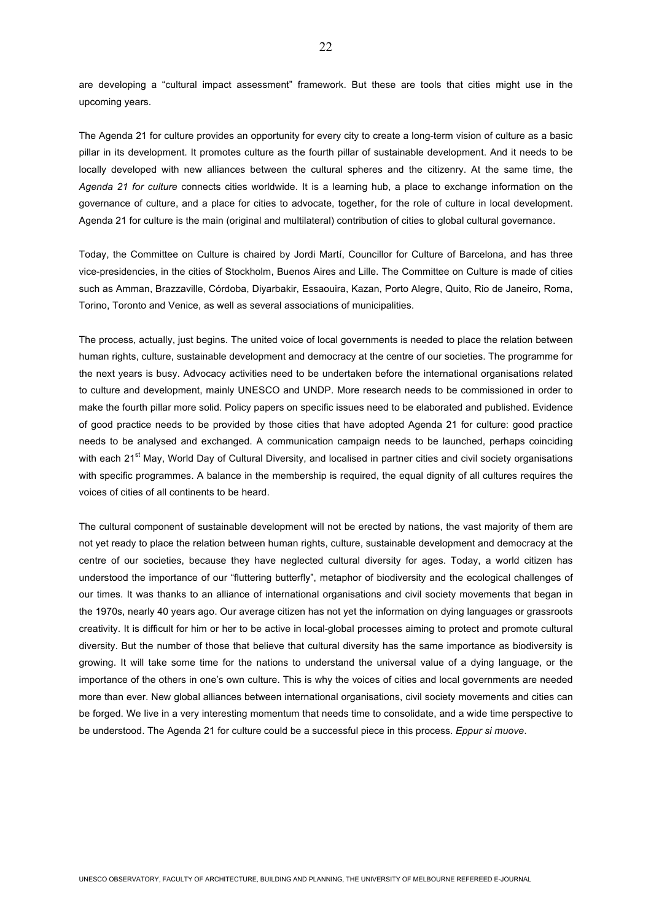are developing a "cultural impact assessment" framework. But these are tools that cities might use in the upcoming years.

The Agenda 21 for culture provides an opportunity for every city to create a long-term vision of culture as a basic pillar in its development. It promotes culture as the fourth pillar of sustainable development. And it needs to be locally developed with new alliances between the cultural spheres and the citizenry. At the same time, the *Agenda 21 for culture* connects cities worldwide. It is a learning hub, a place to exchange information on the governance of culture, and a place for cities to advocate, together, for the role of culture in local development. Agenda 21 for culture is the main (original and multilateral) contribution of cities to global cultural governance.

Today, the Committee on Culture is chaired by Jordi Martí, Councillor for Culture of Barcelona, and has three vice-presidencies, in the cities of Stockholm, Buenos Aires and Lille. The Committee on Culture is made of cities such as Amman, Brazzaville, Córdoba, Diyarbakir, Essaouira, Kazan, Porto Alegre, Quito, Rio de Janeiro, Roma, Torino, Toronto and Venice, as well as several associations of municipalities.

The process, actually, just begins. The united voice of local governments is needed to place the relation between human rights, culture, sustainable development and democracy at the centre of our societies. The programme for the next years is busy. Advocacy activities need to be undertaken before the international organisations related to culture and development, mainly UNESCO and UNDP. More research needs to be commissioned in order to make the fourth pillar more solid. Policy papers on specific issues need to be elaborated and published. Evidence of good practice needs to be provided by those cities that have adopted Agenda 21 for culture: good practice needs to be analysed and exchanged. A communication campaign needs to be launched, perhaps coinciding with each 21st May, World Day of Cultural Diversity, and localised in partner cities and civil society organisations with specific programmes. A balance in the membership is required, the equal dignity of all cultures requires the voices of cities of all continents to be heard.

The cultural component of sustainable development will not be erected by nations, the vast majority of them are not yet ready to place the relation between human rights, culture, sustainable development and democracy at the centre of our societies, because they have neglected cultural diversity for ages. Today, a world citizen has understood the importance of our "fluttering butterfly", metaphor of biodiversity and the ecological challenges of our times. It was thanks to an alliance of international organisations and civil society movements that began in the 1970s, nearly 40 years ago. Our average citizen has not yet the information on dying languages or grassroots creativity. It is difficult for him or her to be active in local-global processes aiming to protect and promote cultural diversity. But the number of those that believe that cultural diversity has the same importance as biodiversity is growing. It will take some time for the nations to understand the universal value of a dying language, or the importance of the others in one's own culture. This is why the voices of cities and local governments are needed more than ever. New global alliances between international organisations, civil society movements and cities can be forged. We live in a very interesting momentum that needs time to consolidate, and a wide time perspective to be understood. The Agenda 21 for culture could be a successful piece in this process. *Eppur si muove*.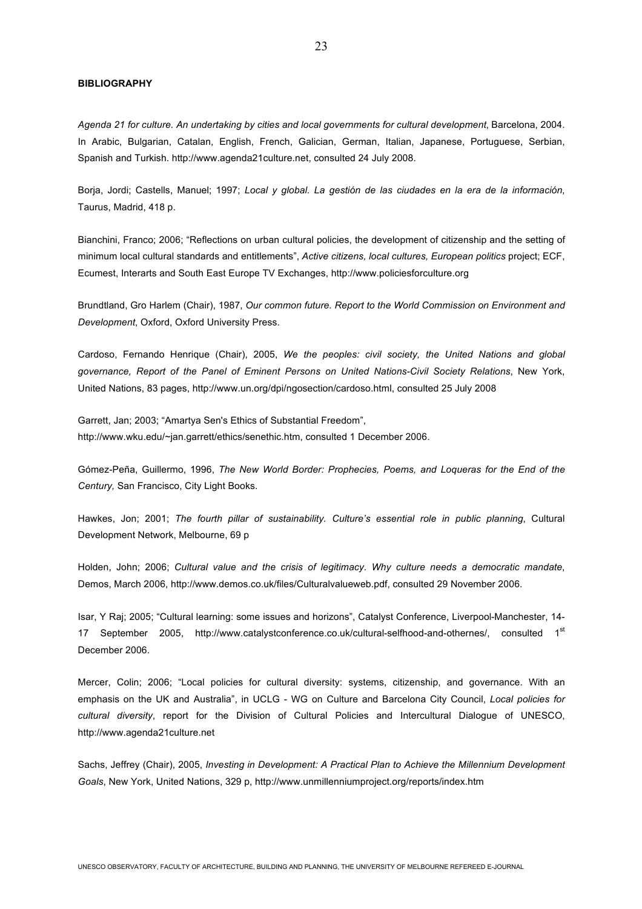**BIBLIOGRAPHY**

*Agenda 21 for culture. An undertaking by cities and local governments for cultural development*, Barcelona, 2004. In Arabic, Bulgarian, Catalan, English, French, Galician, German, Italian, Japanese, Portuguese, Serbian, Spanish and Turkish. http://www.agenda21culture.net, consulted 24 July 2008.

Borja, Jordi; Castells, Manuel; 1997; *Local y global. La gestión de las ciudades en la era de la información*, Taurus, Madrid, 418 p.

Bianchini, Franco; 2006; "Reflections on urban cultural policies, the development of citizenship and the setting of minimum local cultural standards and entitlements", *Active citizens, local cultures, European politics* project; ECF, Ecumest, Interarts and South East Europe TV Exchanges, http://www.policiesforculture.org

Brundtland, Gro Harlem (Chair), 1987, *Our common future. Report to the World Commission on Environment and Development*, Oxford, Oxford University Press.

Cardoso, Fernando Henrique (Chair), 2005, *We the peoples: civil society, the United Nations and global governance, Report of the Panel of Eminent Persons on United Nations-Civil Society Relations*, New York, United Nations, 83 pages, http://www.un.org/dpi/ngosection/cardoso.html, consulted 25 July 2008

Garrett, Jan; 2003; "Amartya Sen's Ethics of Substantial Freedom", http://www.wku.edu/~jan.garrett/ethics/senethic.htm, consulted 1 December 2006.

Gómez-Peña, Guillermo, 1996, *The New World Border: Prophecies, Poems, and Loqueras for the End of the Century,* San Francisco, City Light Books.

Hawkes, Jon; 2001; *The fourth pillar of sustainability. Culture's essential role in public planning*, Cultural Development Network, Melbourne, 69 p

Holden, John; 2006; *Cultural value and the crisis of legitimacy. Why culture needs a democratic mandate*, Demos, March 2006, http://www.demos.co.uk/files/Culturalvalueweb.pdf, consulted 29 November 2006.

Isar, Y Raj; 2005; "Cultural learning: some issues and horizons", Catalyst Conference, Liverpool-Manchester, 14-17 September 2005, http://www.catalystconference.co.uk/cultural-selfhood-and-othernes/, consulted 1st December 2006.

Mercer, Colin; 2006; "Local policies for cultural diversity: systems, citizenship, and governance. With an emphasis on the UK and Australia", in UCLG - WG on Culture and Barcelona City Council, *Local policies for cultural diversity*, report for the Division of Cultural Policies and Intercultural Dialogue of UNESCO, http://www.agenda21culture.net

Sachs, Jeffrey (Chair), 2005, *Investing in Development: A Practical Plan to Achieve the Millennium Development Goals*, New York, United Nations, 329 p, http://www.unmillenniumproject.org/reports/index.htm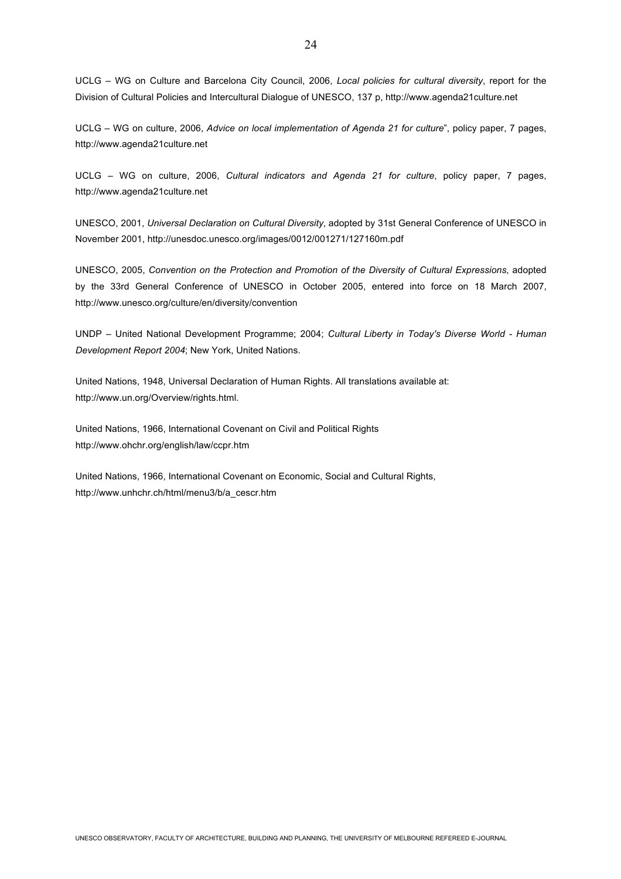UCLG – WG on Culture and Barcelona City Council, 2006, *Local policies for cultural diversity*, report for the Division of Cultural Policies and Intercultural Dialogue of UNESCO, 137 p, http://www.agenda21culture.net

UCLG – WG on culture, 2006, *Advice on local implementation of Agenda 21 for culture*", policy paper, 7 pages, http://www.agenda21culture.net

UCLG – WG on culture, 2006, *Cultural indicators and Agenda 21 for culture*, policy paper, 7 pages, http://www.agenda21culture.net

UNESCO, 2001, *Universal Declaration on Cultural Diversity*, adopted by 31st General Conference of UNESCO in November 2001, http://unesdoc.unesco.org/images/0012/001271/127160m.pdf

UNESCO, 2005, *Convention on the Protection and Promotion of the Diversity of Cultural Expressions*, adopted by the 33rd General Conference of UNESCO in October 2005, entered into force on 18 March 2007, http://www.unesco.org/culture/en/diversity/convention

UNDP – United National Development Programme; 2004; *Cultural Liberty in Today's Diverse World - Human Development Report 2004*; New York, United Nations.

United Nations, 1948, Universal Declaration of Human Rights. All translations available at: http://www.un.org/Overview/rights.html.

United Nations, 1966, International Covenant on Civil and Political Rights http://www.ohchr.org/english/law/ccpr.htm

United Nations, 1966, International Covenant on Economic, Social and Cultural Rights, http://www.unhchr.ch/html/menu3/b/a_cescr.htm